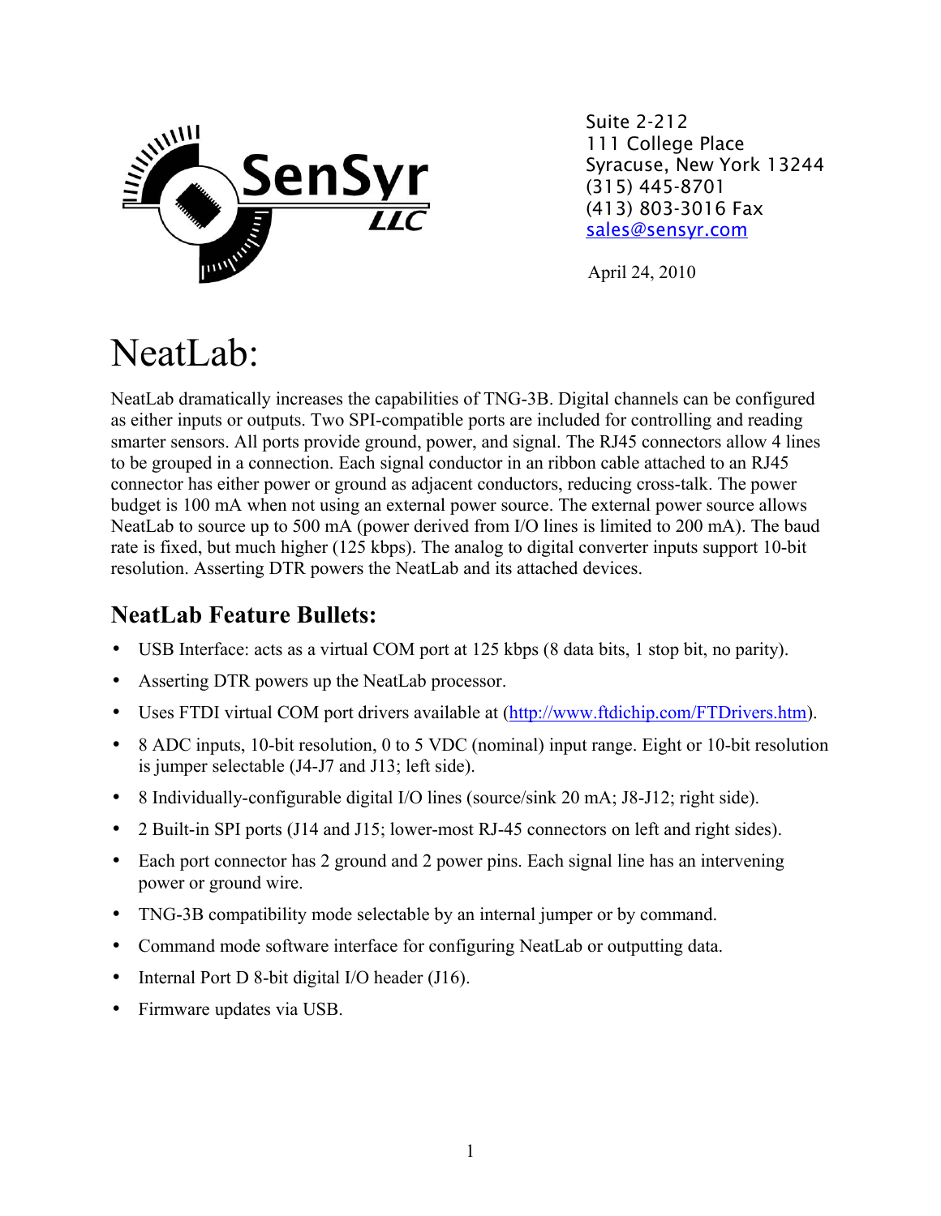SenSyr LLC

Suite 2-212
111 College Place
Syracuse, New York 13244
(315) 445-8701
(413) 803-3016 Fax
sales@sensyr.com

April 24, 2010

# NeatLab:

NeatLab dramatically increases the capabilities of TNG-3B. Digital channels can be configured as either inputs or outputs. Two SPI-compatible ports are included for controlling and reading smarter sensors. All ports provide ground, power, and signal. The RJ45 connectors allow 4 lines to be grouped in a connection. Each signal conductor in an ribbon cable attached to an RJ45 connector has either power or ground as adjacent conductors, reducing cross-talk. The power budget is 100 mA when not using an external power source. The external power source allows NeatLab to source up to 500 mA (power derived from I/O lines is limited to 200 mA). The baud rate is fixed, but much higher (125 kbps). The analog to digital converter inputs support 10-bit resolution. Asserting DTR powers the NeatLab and its attached devices.

## NeatLab Feature Bullets:

- USB Interface: acts as a virtual COM port at 125 kbps (8 data bits, 1 stop bit, no parity).
- Asserting DTR powers up the NeatLab processor.
- Uses FTDI virtual COM port drivers available at (http://www.ftdichip.com/FTDrivers.htm).
- 8 ADC inputs, 10-bit resolution, 0 to 5 VDC (nominal) input range. Eight or 10-bit resolution is jumper selectable (J4-J7 and J13; left side).
- 8 Individually-configurable digital I/O lines (source/sink 20 mA; J8-J12; right side).
- 2 Built-in SPI ports (J14 and J15; lower-most RJ-45 connectors on left and right sides).
- Each port connector has 2 ground and 2 power pins. Each signal line has an intervening power or ground wire.
- TNG-3B compatibility mode selectable by an internal jumper or by command.
- Command mode software interface for configuring NeatLab or outputting data.
- Internal Port D 8-bit digital I/O header (J16).
- Firmware updates via USB.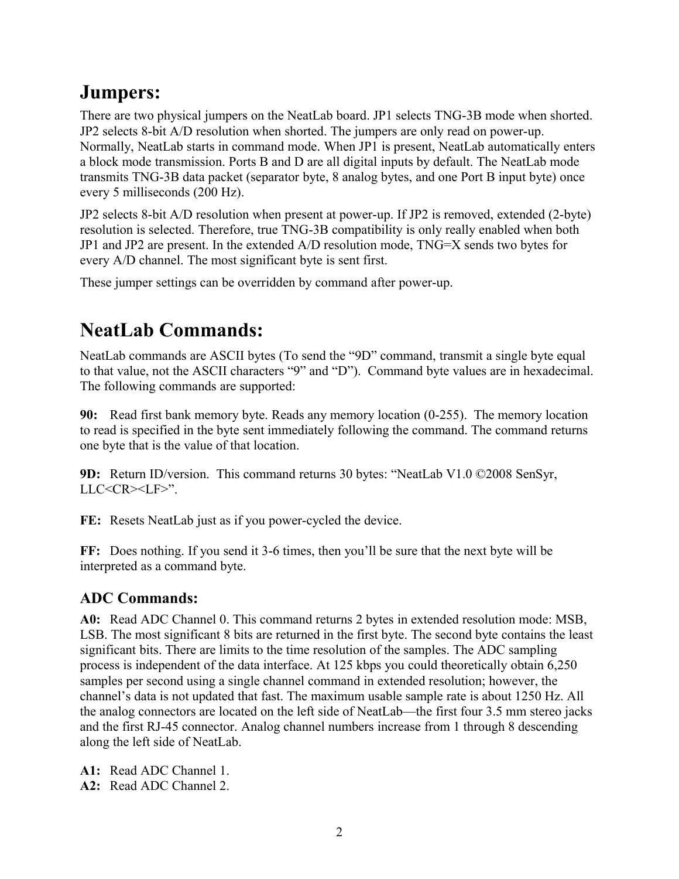# Jumpers:

There are two physical jumpers on the NeatLab board. JP1 selects TNG-3B mode when shorted. JP2 selects 8-bit A/D resolution when shorted. The jumpers are only read on power-up. Normally, NeatLab starts in command mode. When JP1 is present, NeatLab automatically enters a block mode transmission. Ports B and D are all digital inputs by default. The NeatLab mode transmits TNG-3B data packet (separator byte, 8 analog bytes, and one Port B input byte) once every 5 milliseconds (200 Hz).

JP2 selects 8-bit A/D resolution when present at power-up. If JP2 is removed, extended (2-byte) resolution is selected. Therefore, true TNG-3B compatibility is only really enabled when both JP1 and JP2 are present. In the extended A/D resolution mode, TNG=X sends two bytes for every A/D channel. The most significant byte is sent first.

These jumper settings can be overridden by command after power-up.

# NeatLab Commands:

NeatLab commands are ASCII bytes (To send the "9D" command, transmit a single byte equal to that value, not the ASCII characters "9" and "D"). Command byte values are in hexadecimal. The following commands are supported:

**90:** Read first bank memory byte. Reads any memory location (0-255). The memory location to read is specified in the byte sent immediately following the command. The command returns one byte that is the value of that location.

**9D:** Return ID/version. This command returns 30 bytes: "NeatLab V1.0 ©2008 SenSyr, LLC<CR><LF>".

**FE:** Resets NeatLab just as if you power-cycled the device.

**FF:** Does nothing. If you send it 3-6 times, then you'll be sure that the next byte will be interpreted as a command byte.

## ADC Commands:

**A0:** Read ADC Channel 0. This command returns 2 bytes in extended resolution mode: MSB, LSB. The most significant 8 bits are returned in the first byte. The second byte contains the least significant bits. There are limits to the time resolution of the samples. The ADC sampling process is independent of the data interface. At 125 kbps you could theoretically obtain 6,250 samples per second using a single channel command in extended resolution; however, the channel's data is not updated that fast. The maximum usable sample rate is about 1250 Hz. All the analog connectors are located on the left side of NeatLab—the first four 3.5 mm stereo jacks and the first RJ-45 connector. Analog channel numbers increase from 1 through 8 descending along the left side of NeatLab.

**A1:** Read ADC Channel 1.
**A2:** Read ADC Channel 2.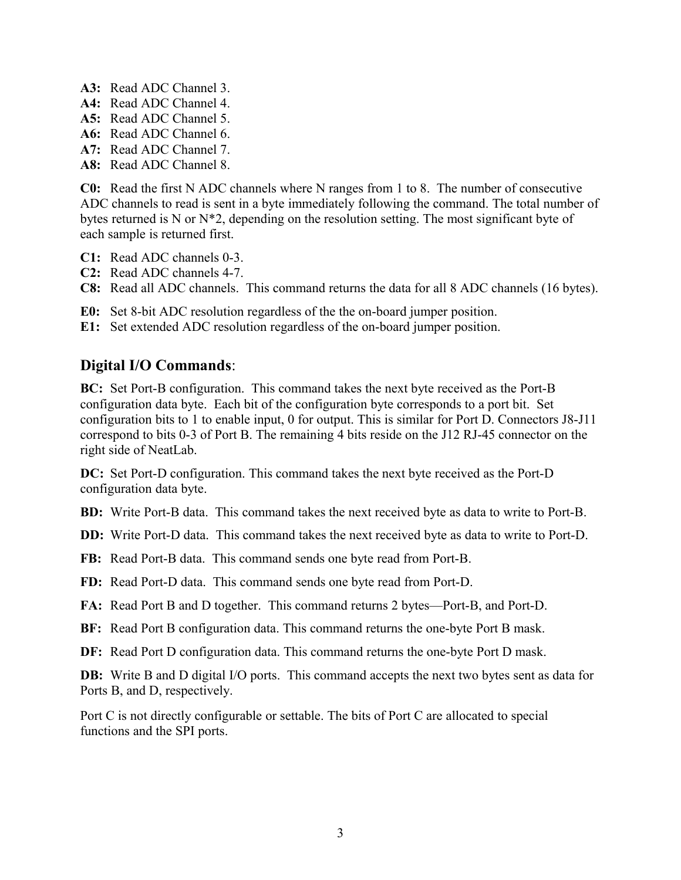**A3:** Read ADC Channel 3.
**A4:** Read ADC Channel 4.
**A5:** Read ADC Channel 5.
**A6:** Read ADC Channel 6.
**A7:** Read ADC Channel 7.
**A8:** Read ADC Channel 8.

**C0:** Read the first N ADC channels where N ranges from 1 to 8. The number of consecutive ADC channels to read is sent in a byte immediately following the command. The total number of bytes returned is N or N*2, depending on the resolution setting. The most significant byte of each sample is returned first.

**C1:** Read ADC channels 0-3.
**C2:** Read ADC channels 4-7.
**C8:** Read all ADC channels. This command returns the data for all 8 ADC channels (16 bytes).

**E0:** Set 8-bit ADC resolution regardless of the the on-board jumper position.
**E1:** Set extended ADC resolution regardless of the on-board jumper position.

## Digital I/O Commands:

**BC:** Set Port-B configuration. This command takes the next byte received as the Port-B configuration data byte. Each bit of the configuration byte corresponds to a port bit. Set configuration bits to 1 to enable input, 0 for output. This is similar for Port D. Connectors J8-J11 correspond to bits 0-3 of Port B. The remaining 4 bits reside on the J12 RJ-45 connector on the right side of NeatLab.

**DC:** Set Port-D configuration. This command takes the next byte received as the Port-D configuration data byte.

**BD:** Write Port-B data. This command takes the next received byte as data to write to Port-B.

**DD:** Write Port-D data. This command takes the next received byte as data to write to Port-D.

**FB:** Read Port-B data. This command sends one byte read from Port-B.

**FD:** Read Port-D data. This command sends one byte read from Port-D.

**FA:** Read Port B and D together. This command returns 2 bytes—Port-B, and Port-D.

**BF:** Read Port B configuration data. This command returns the one-byte Port B mask.

**DF:** Read Port D configuration data. This command returns the one-byte Port D mask.

**DB:** Write B and D digital I/O ports. This command accepts the next two bytes sent as data for Ports B, and D, respectively.

Port C is not directly configurable or settable. The bits of Port C are allocated to special functions and the SPI ports.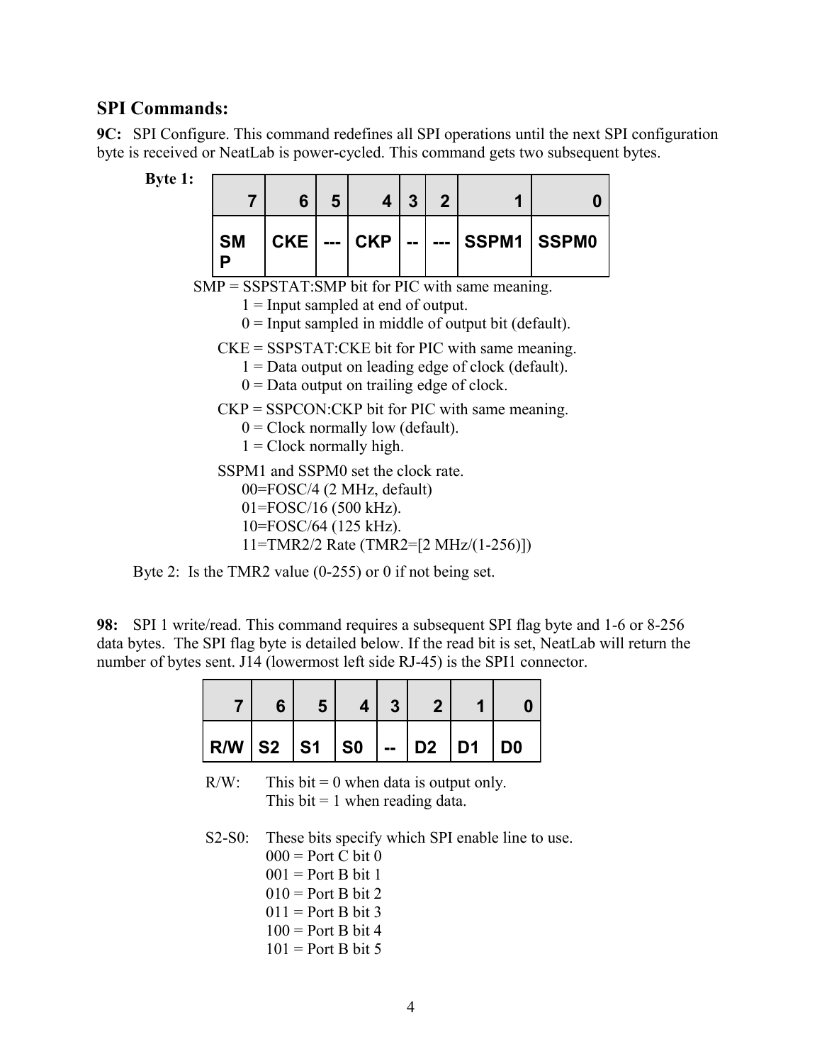## SPI Commands:

**9C:** SPI Configure. This command redefines all SPI operations until the next SPI configuration byte is received or NeatLab is power-cycled. This command gets two subsequent bytes.

**Byte 1:**

| 7 | 6 | 5 | 4 | 3 | 2 | 1 | 0 |
|---|---|---|---|---|---|---|---|
| SMP | CKE | --- | CKP | -- | --- | SSPM1 | SSPM0 |

SMP = SSPSTAT:SMP bit for PIC with same meaning.
- 1 = Input sampled at end of output.
- 0 = Input sampled in middle of output bit (default).

CKE = SSPSTAT:CKE bit for PIC with same meaning.
- 1 = Data output on leading edge of clock (default).
- 0 = Data output on trailing edge of clock.

CKP = SSPCON:CKP bit for PIC with same meaning.
- 0 = Clock normally low (default).
- 1 = Clock normally high.

SSPM1 and SSPM0 set the clock rate.
- 00=FOSC/4 (2 MHz, default)
- 01=FOSC/16 (500 kHz).
- 10=FOSC/64 (125 kHz).
- 11=TMR2/2 Rate (TMR2=[2 MHz/(1-256)])

Byte 2: Is the TMR2 value (0-255) or 0 if not being set.

**98:** SPI 1 write/read. This command requires a subsequent SPI flag byte and 1-6 or 8-256 data bytes. The SPI flag byte is detailed below. If the read bit is set, NeatLab will return the number of bytes sent. J14 (lowermost left side RJ-45) is the SPI1 connector.

| 7 | 6 | 5 | 4 | 3 | 2 | 1 | 0 |
|---|---|---|---|---|---|---|---|
| R/W | S2 | S1 | S0 | -- | D2 | D1 | D0 |

R/W: This bit = 0 when data is output only.
This bit = 1 when reading data.

S2-S0: These bits specify which SPI enable line to use.
- 000 = Port C bit 0
- 001 = Port B bit 1
- 010 = Port B bit 2
- 011 = Port B bit 3
- 100 = Port B bit 4
- 101 = Port B bit 5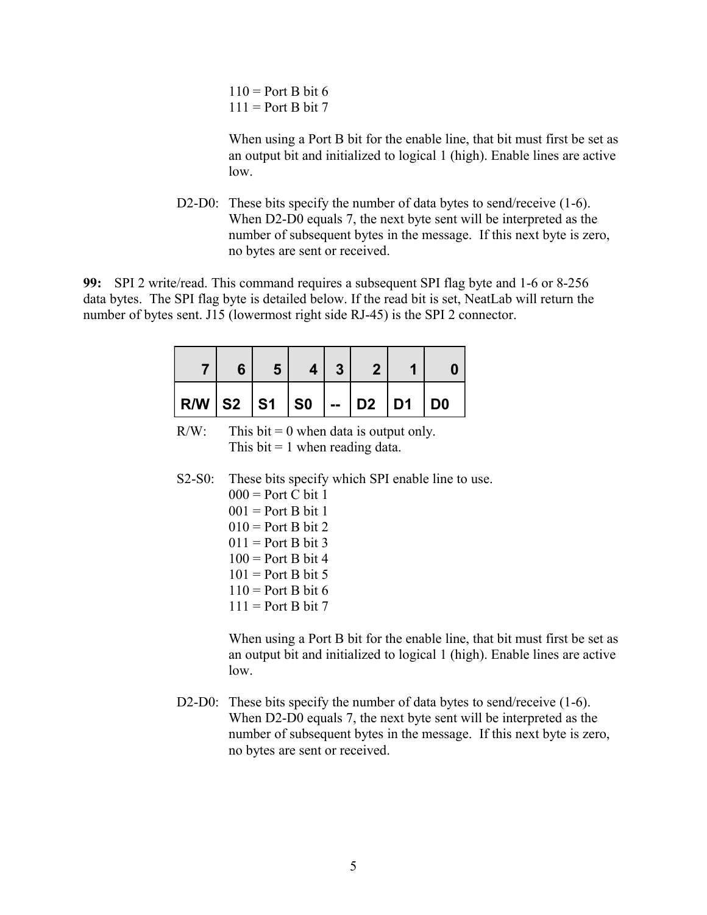110 = Port B bit 6
111 = Port B bit 7

When using a Port B bit for the enable line, that bit must first be set as an output bit and initialized to logical 1 (high). Enable lines are active low.

D2-D0: These bits specify the number of data bytes to send/receive (1-6). When D2-D0 equals 7, the next byte sent will be interpreted as the number of subsequent bytes in the message. If this next byte is zero, no bytes are sent or received.

**99:** SPI 2 write/read. This command requires a subsequent SPI flag byte and 1-6 or 8-256 data bytes. The SPI flag byte is detailed below. If the read bit is set, NeatLab will return the number of bytes sent. J15 (lowermost right side RJ-45) is the SPI 2 connector.

| 7 | 6 | 5 | 4 | 3 | 2 | 1 | 0 |
|---|---|---|---|---|---|---|---|
| R/W | S2 | S1 | S0 | -- | D2 | D1 | D0 |

R/W: This bit = 0 when data is output only.
This bit = 1 when reading data.

S2-S0: These bits specify which SPI enable line to use.
000 = Port C bit 1
001 = Port B bit 1
010 = Port B bit 2
011 = Port B bit 3
100 = Port B bit 4
101 = Port B bit 5
110 = Port B bit 6
111 = Port B bit 7

When using a Port B bit for the enable line, that bit must first be set as an output bit and initialized to logical 1 (high). Enable lines are active low.

D2-D0: These bits specify the number of data bytes to send/receive (1-6). When D2-D0 equals 7, the next byte sent will be interpreted as the number of subsequent bytes in the message. If this next byte is zero, no bytes are sent or received.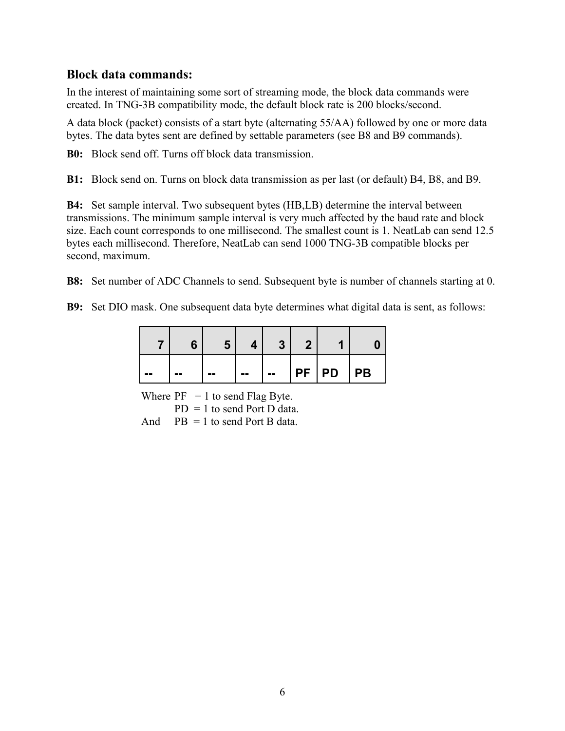### Block data commands:

In the interest of maintaining some sort of streaming mode, the block data commands were created. In TNG-3B compatibility mode, the default block rate is 200 blocks/second.

A data block (packet) consists of a start byte (alternating 55/AA) followed by one or more data bytes. The data bytes sent are defined by settable parameters (see B8 and B9 commands).

**B0:** Block send off. Turns off block data transmission.

**B1:** Block send on. Turns on block data transmission as per last (or default) B4, B8, and B9.

**B4:** Set sample interval. Two subsequent bytes (HB,LB) determine the interval between transmissions. The minimum sample interval is very much affected by the baud rate and block size. Each count corresponds to one millisecond. The smallest count is 1. NeatLab can send 12.5 bytes each millisecond. Therefore, NeatLab can send 1000 TNG-3B compatible blocks per second, maximum.

**B8:** Set number of ADC Channels to send. Subsequent byte is number of channels starting at 0.

**B9:** Set DIO mask. One subsequent data byte determines what digital data is sent, as follows:

| 7 | 6 | 5 | 4 | 3 | 2 | 1 | 0 |
|---|---|---|---|---|---|---|---|
| -- | -- | -- | -- | -- | PF | PD | PB |

Where PF = 1 to send Flag Byte.
PD = 1 to send Port D data.
And PB = 1 to send Port B data.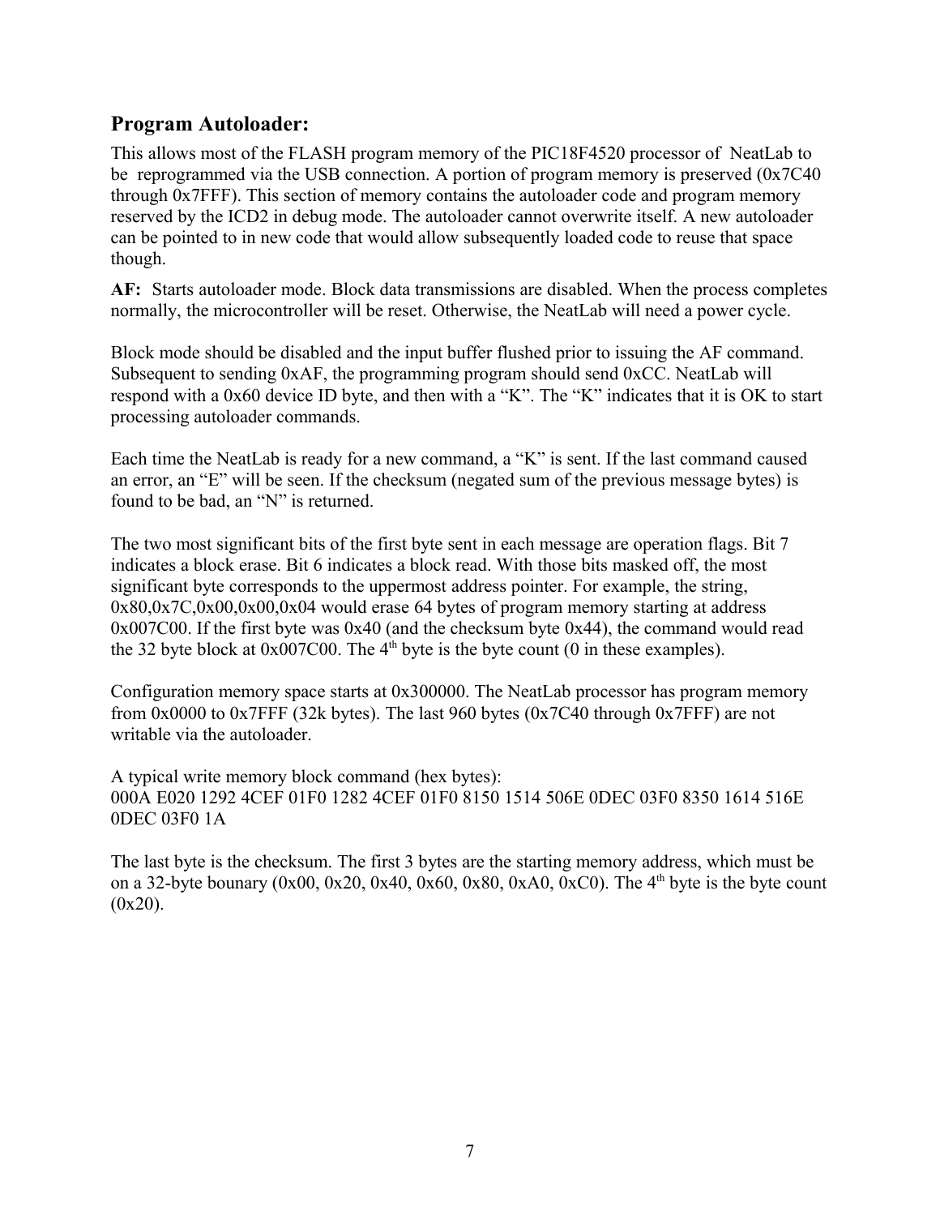## Program Autoloader:

This allows most of the FLASH program memory of the PIC18F4520 processor of NeatLab to be reprogrammed via the USB connection. A portion of program memory is preserved (0x7C40 through 0x7FFF). This section of memory contains the autoloader code and program memory reserved by the ICD2 in debug mode. The autoloader cannot overwrite itself. A new autoloader can be pointed to in new code that would allow subsequently loaded code to reuse that space though.

**AF:** Starts autoloader mode. Block data transmissions are disabled. When the process completes normally, the microcontroller will be reset. Otherwise, the NeatLab will need a power cycle.

Block mode should be disabled and the input buffer flushed prior to issuing the AF command. Subsequent to sending 0xAF, the programming program should send 0xCC. NeatLab will respond with a 0x60 device ID byte, and then with a "K". The "K" indicates that it is OK to start processing autoloader commands.

Each time the NeatLab is ready for a new command, a "K" is sent. If the last command caused an error, an "E" will be seen. If the checksum (negated sum of the previous message bytes) is found to be bad, an "N" is returned.

The two most significant bits of the first byte sent in each message are operation flags. Bit 7 indicates a block erase. Bit 6 indicates a block read. With those bits masked off, the most significant byte corresponds to the uppermost address pointer. For example, the string, 0x80,0x7C,0x00,0x00,0x04 would erase 64 bytes of program memory starting at address 0x007C00. If the first byte was 0x40 (and the checksum byte 0x44), the command would read the 32 byte block at 0x007C00. The 4th byte is the byte count (0 in these examples).

Configuration memory space starts at 0x300000. The NeatLab processor has program memory from 0x0000 to 0x7FFF (32k bytes). The last 960 bytes (0x7C40 through 0x7FFF) are not writable via the autoloader.

A typical write memory block command (hex bytes):
000A E020 1292 4CEF 01F0 1282 4CEF 01F0 8150 1514 506E 0DEC 03F0 8350 1614 516E 0DEC 03F0 1A

The last byte is the checksum. The first 3 bytes are the starting memory address, which must be on a 32-byte bounary (0x00, 0x20, 0x40, 0x60, 0x80, 0xA0, 0xC0). The 4th byte is the byte count (0x20).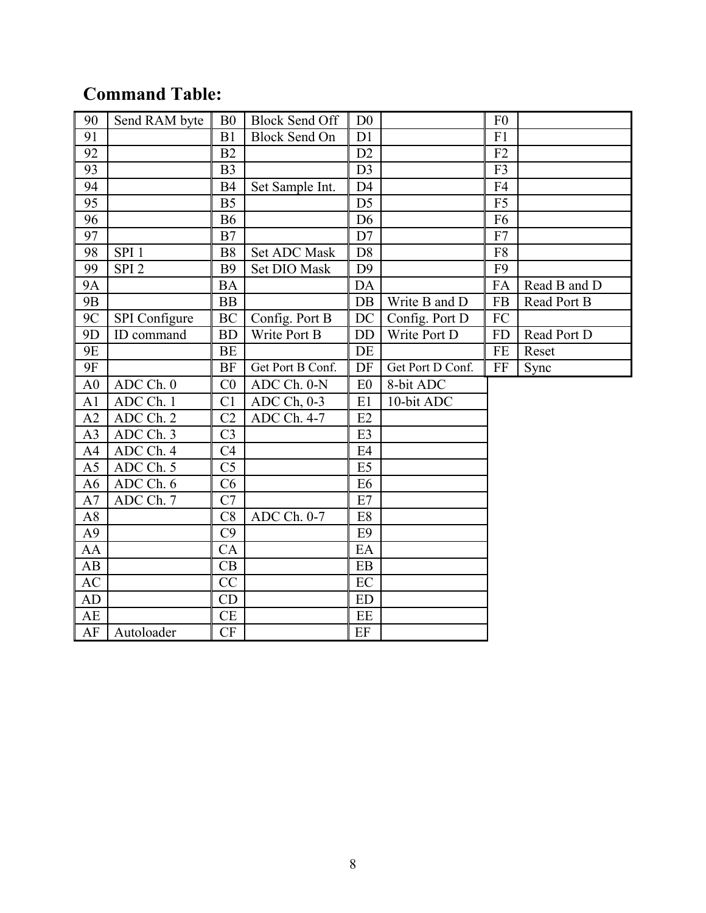## Command Table:

| | | | | | | | |
|---|---|---|---|---|---|---|---|
| 90 | Send RAM byte | B0 | Block Send Off | D0 | | F0 | |
| 91 | | B1 | Block Send On | D1 | | F1 | |
| 92 | | B2 | | D2 | | F2 | |
| 93 | | B3 | | D3 | | F3 | |
| 94 | | B4 | Set Sample Int. | D4 | | F4 | |
| 95 | | B5 | | D5 | | F5 | |
| 96 | | B6 | | D6 | | F6 | |
| 97 | | B7 | | D7 | | F7 | |
| 98 | SPI 1 | B8 | Set ADC Mask | D8 | | F8 | |
| 99 | SPI 2 | B9 | Set DIO Mask | D9 | | F9 | |
| 9A | | BA | | DA | | FA | Read B and D |
| 9B | | BB | | DB | Write B and D | FB | Read Port B |
| 9C | SPI Configure | BC | Config. Port B | DC | Config. Port D | FC | |
| 9D | ID command | BD | Write Port B | DD | Write Port D | FD | Read Port D |
| 9E | | BE | | DE | | FE | Reset |
| 9F | | BF | Get Port B Conf. | DF | Get Port D Conf. | FF | Sync |
| A0 | ADC Ch. 0 | C0 | ADC Ch. 0-N | E0 | 8-bit ADC | | |
| A1 | ADC Ch. 1 | C1 | ADC Ch, 0-3 | E1 | 10-bit ADC | | |
| A2 | ADC Ch. 2 | C2 | ADC Ch. 4-7 | E2 | | | |
| A3 | ADC Ch. 3 | C3 | | E3 | | | |
| A4 | ADC Ch. 4 | C4 | | E4 | | | |
| A5 | ADC Ch. 5 | C5 | | E5 | | | |
| A6 | ADC Ch. 6 | C6 | | E6 | | | |
| A7 | ADC Ch. 7 | C7 | | E7 | | | |
| A8 | | C8 | ADC Ch. 0-7 | E8 | | | |
| A9 | | C9 | | E9 | | | |
| AA | | CA | | EA | | | |
| AB | | CB | | EB | | | |
| AC | | CC | | EC | | | |
| AD | | CD | | ED | | | |
| AE | | CE | | EE | | | |
| AF | Autoloader | CF | | EF | | | |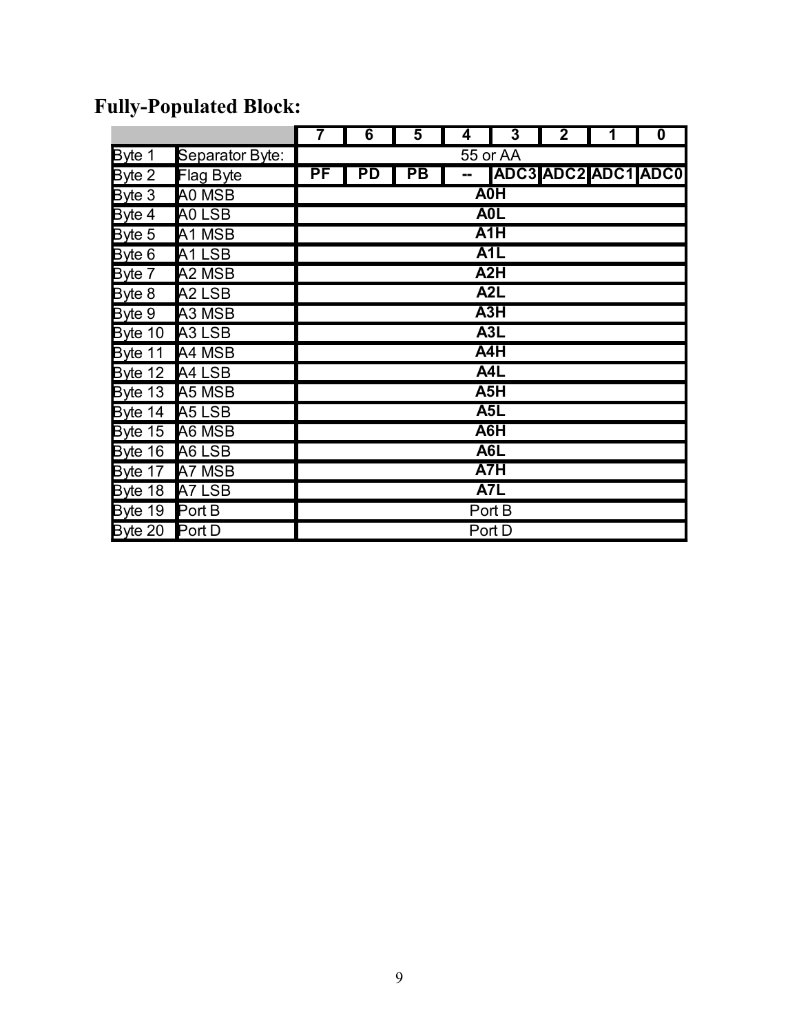## Fully-Populated Block:

| | | 7 | 6 | 5 | 4 | 3 | 2 | 1 | 0 |
|---|---|---|---|---|---|---|---|---|---|
| Byte 1 | Separator Byte: | 55 or AA | | | | | | | |
| Byte 2 | Flag Byte | **PF** | **PD** | **PB** | **--** | **ADC3** | **ADC2** | **ADC1** | **ADC0** |
| Byte 3 | A0 MSB | **A0H** | | | | | | | |
| Byte 4 | A0 LSB | **A0L** | | | | | | | |
| Byte 5 | A1 MSB | **A1H** | | | | | | | |
| Byte 6 | A1 LSB | **A1L** | | | | | | | |
| Byte 7 | A2 MSB | **A2H** | | | | | | | |
| Byte 8 | A2 LSB | **A2L** | | | | | | | |
| Byte 9 | A3 MSB | **A3H** | | | | | | | |
| Byte 10 | A3 LSB | **A3L** | | | | | | | |
| Byte 11 | A4 MSB | **A4H** | | | | | | | |
| Byte 12 | A4 LSB | **A4L** | | | | | | | |
| Byte 13 | A5 MSB | **A5H** | | | | | | | |
| Byte 14 | A5 LSB | **A5L** | | | | | | | |
| Byte 15 | A6 MSB | **A6H** | | | | | | | |
| Byte 16 | A6 LSB | **A6L** | | | | | | | |
| Byte 17 | A7 MSB | **A7H** | | | | | | | |
| Byte 18 | A7 LSB | **A7L** | | | | | | | |
| Byte 19 | Port B | Port B | | | | | | | |
| Byte 20 | Port D | Port D | | | | | | | |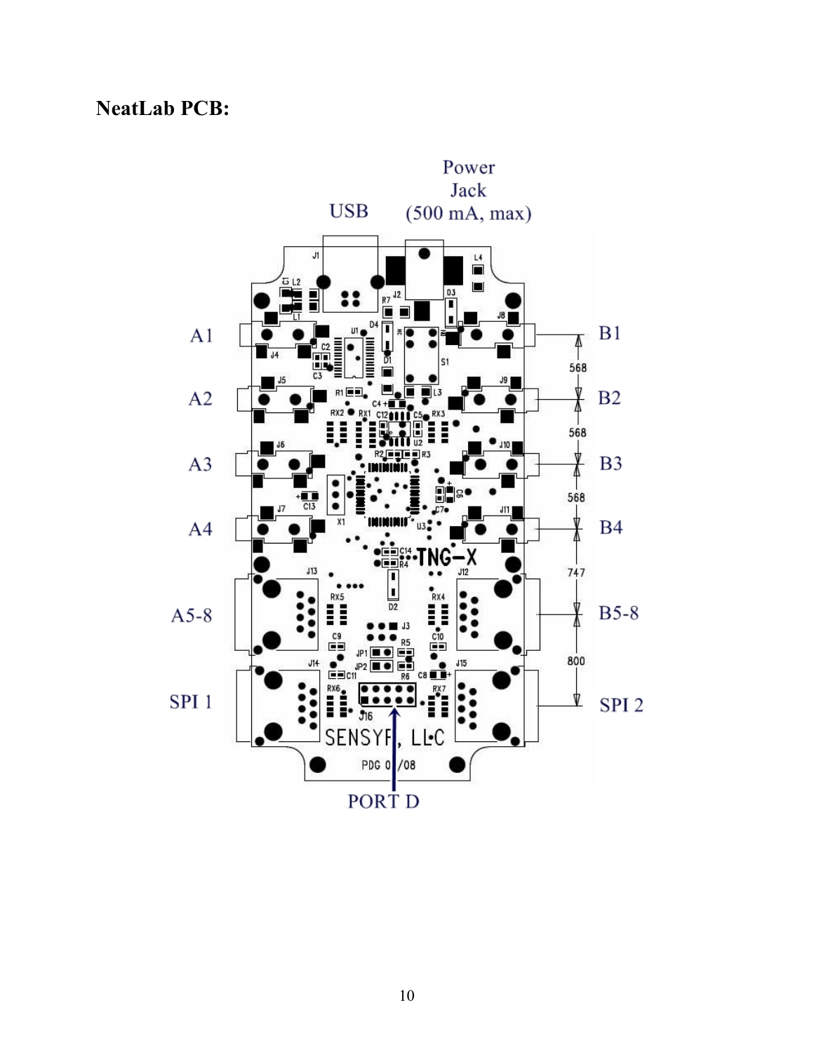**NeatLab PCB:**

Power Jack (500 mA, max)

USB

A1

A2

A3

A4

A5-8

SPI 1

B1

B2

B3

B4

B5-8

SPI 2

568

568

568

747

800

PORT D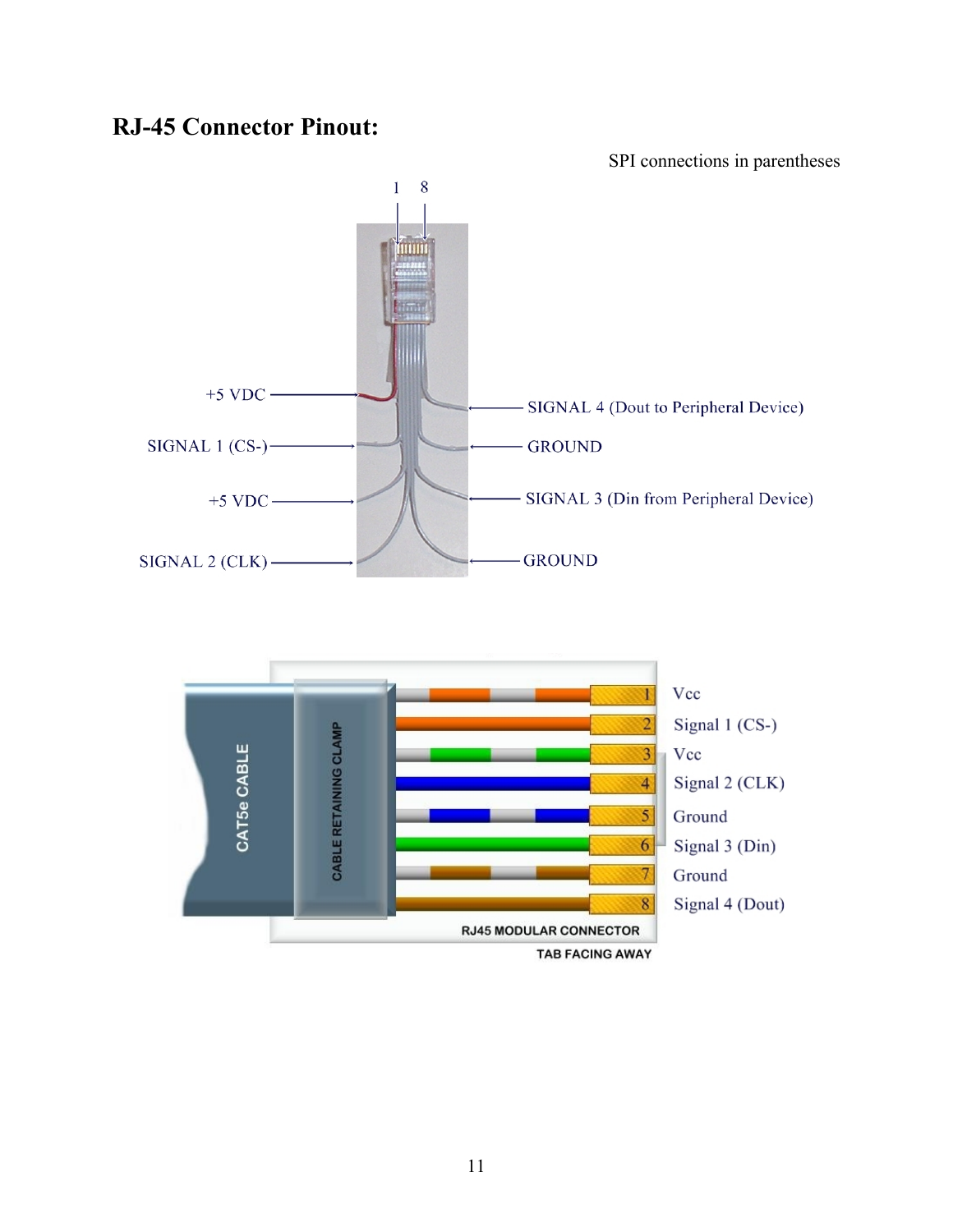## RJ-45 Connector Pinout:

SPI connections in parentheses

1 8

+5 VDC

SIGNAL 1 (CS-)

+5 VDC

SIGNAL 2 (CLK)

SIGNAL 4 (Dout to Peripheral Device)

GROUND

SIGNAL 3 (Din from Peripheral Device)

GROUND

CAT5e CABLE

CABLE RETAINING CLAMP

1 Vcc

2 Signal 1 (CS-)

3 Vcc

4 Signal 2 (CLK)

5 Ground

6 Signal 3 (Din)

7 Ground

8 Signal 4 (Dout)

RJ45 MODULAR CONNECTOR

TAB FACING AWAY